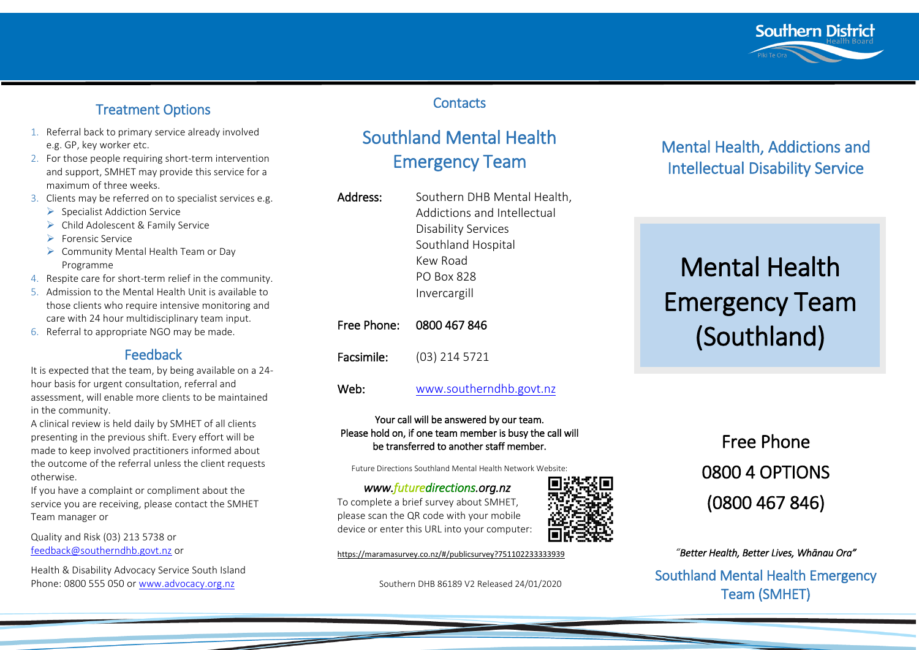## Treatment Options

1. Referral back to primary service already involved e.g. GP, key worker etc.
2. For those people requiring short-term intervention and support, SMHET may provide this service for a maximum of three weeks.
3. Clients may be referred on to specialist services e.g.
   - Specialist Addiction Service
   - Child Adolescent & Family Service
   - Forensic Service
   - Community Mental Health Team or Day Programme
4. Respite care for short-term relief in the community.
5. Admission to the Mental Health Unit is available to those clients who require intensive monitoring and care with 24 hour multidisciplinary team input.
6. Referral to appropriate NGO may be made.

## Feedback

It is expected that the team, by being available on a 24-hour basis for urgent consultation, referral and assessment, will enable more clients to be maintained in the community.

A clinical review is held daily by SMHET of all clients presenting in the previous shift. Every effort will be made to keep involved practitioners informed about the outcome of the referral unless the client requests otherwise.

If you have a complaint or compliment about the service you are receiving, please contact the SMHET Team manager or

Quality and Risk (03) 213 5738 or feedback@southerndhb.govt.nz or

Health & Disability Advocacy Service South Island
Phone: 0800 555 050 or www.advocacy.org.nz

## Contacts

## Southland Mental Health Emergency Team

**Address:** Southern DHB Mental Health, Addictions and Intellectual Disability Services
Southland Hospital
Kew Road
PO Box 828
Invercargill

**Free Phone:** 0800 467 846

**Facsimile:** (03) 214 5721

**Web:** www.southerndhb.govt.nz

Your call will be answered by our team.
Please hold on, if one team member is busy the call will be transferred to another staff member.

Future Directions Southland Mental Health Network Website:

*www.futuredirections.org.nz*

To complete a brief survey about SMHET, please scan the QR code with your mobile device or enter this URL into your computer:

https://maramasurvey.co.nz/#/publicsurvey?751102233333939

Southern DHB 86189 V2 Released 24/01/2020

Southern District Health Board
Piki Te Ora

## Mental Health, Addictions and Intellectual Disability Service

# Mental Health Emergency Team (Southland)

Free Phone
0800 4 OPTIONS
(0800 467 846)

*"Better Health, Better Lives, Whānau Ora"*

Southland Mental Health Emergency Team (SMHET)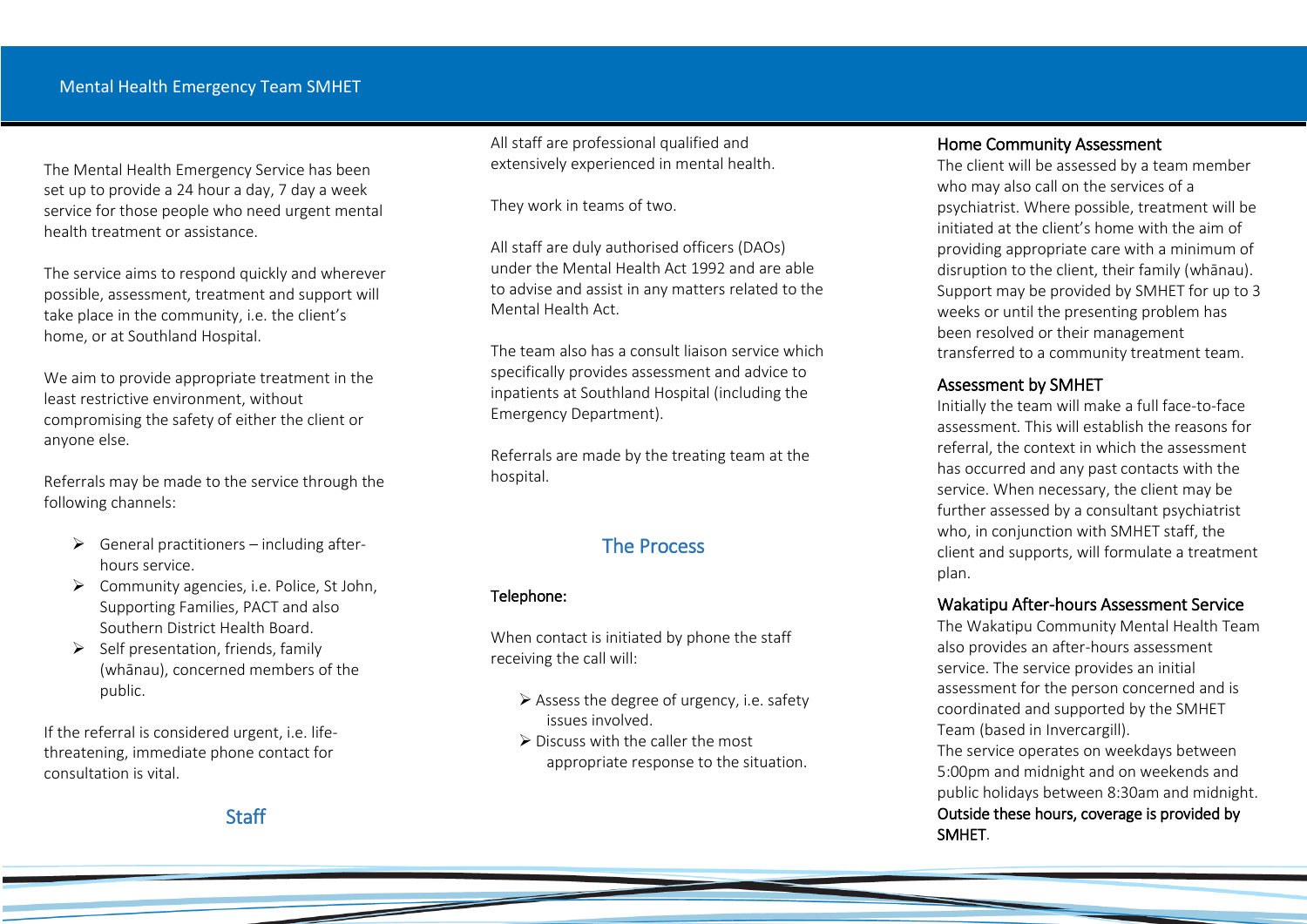# Mental Health Emergency Team SMHET

The Mental Health Emergency Service has been set up to provide a 24 hour a day, 7 day a week service for those people who need urgent mental health treatment or assistance.

The service aims to respond quickly and wherever possible, assessment, treatment and support will take place in the community, i.e. the client's home, or at Southland Hospital.

We aim to provide appropriate treatment in the least restrictive environment, without compromising the safety of either the client or anyone else.

Referrals may be made to the service through the following channels:

- General practitioners – including after-hours service.
- Community agencies, i.e. Police, St John, Supporting Families, PACT and also Southern District Health Board.
- Self presentation, friends, family (whānau), concerned members of the public.

If the referral is considered urgent, i.e. life-threatening, immediate phone contact for consultation is vital.

## Staff

All staff are professional qualified and extensively experienced in mental health.

They work in teams of two.

All staff are duly authorised officers (DAOs) under the Mental Health Act 1992 and are able to advise and assist in any matters related to the Mental Health Act.

The team also has a consult liaison service which specifically provides assessment and advice to inpatients at Southland Hospital (including the Emergency Department).

Referrals are made by the treating team at the hospital.

## The Process

### Telephone:

When contact is initiated by phone the staff receiving the call will:

- Assess the degree of urgency, i.e. safety issues involved.
- Discuss with the caller the most appropriate response to the situation.

### Home Community Assessment

The client will be assessed by a team member who may also call on the services of a psychiatrist. Where possible, treatment will be initiated at the client's home with the aim of providing appropriate care with a minimum of disruption to the client, their family (whānau). Support may be provided by SMHET for up to 3 weeks or until the presenting problem has been resolved or their management transferred to a community treatment team.

### Assessment by SMHET

Initially the team will make a full face-to-face assessment. This will establish the reasons for referral, the context in which the assessment has occurred and any past contacts with the service. When necessary, the client may be further assessed by a consultant psychiatrist who, in conjunction with SMHET staff, the client and supports, will formulate a treatment plan.

### Wakatipu After-hours Assessment Service

The Wakatipu Community Mental Health Team also provides an after-hours assessment service. The service provides an initial assessment for the person concerned and is coordinated and supported by the SMHET Team (based in Invercargill).

The service operates on weekdays between 5:00pm and midnight and on weekends and public holidays between 8:30am and midnight. Outside these hours, coverage is provided by SMHET.